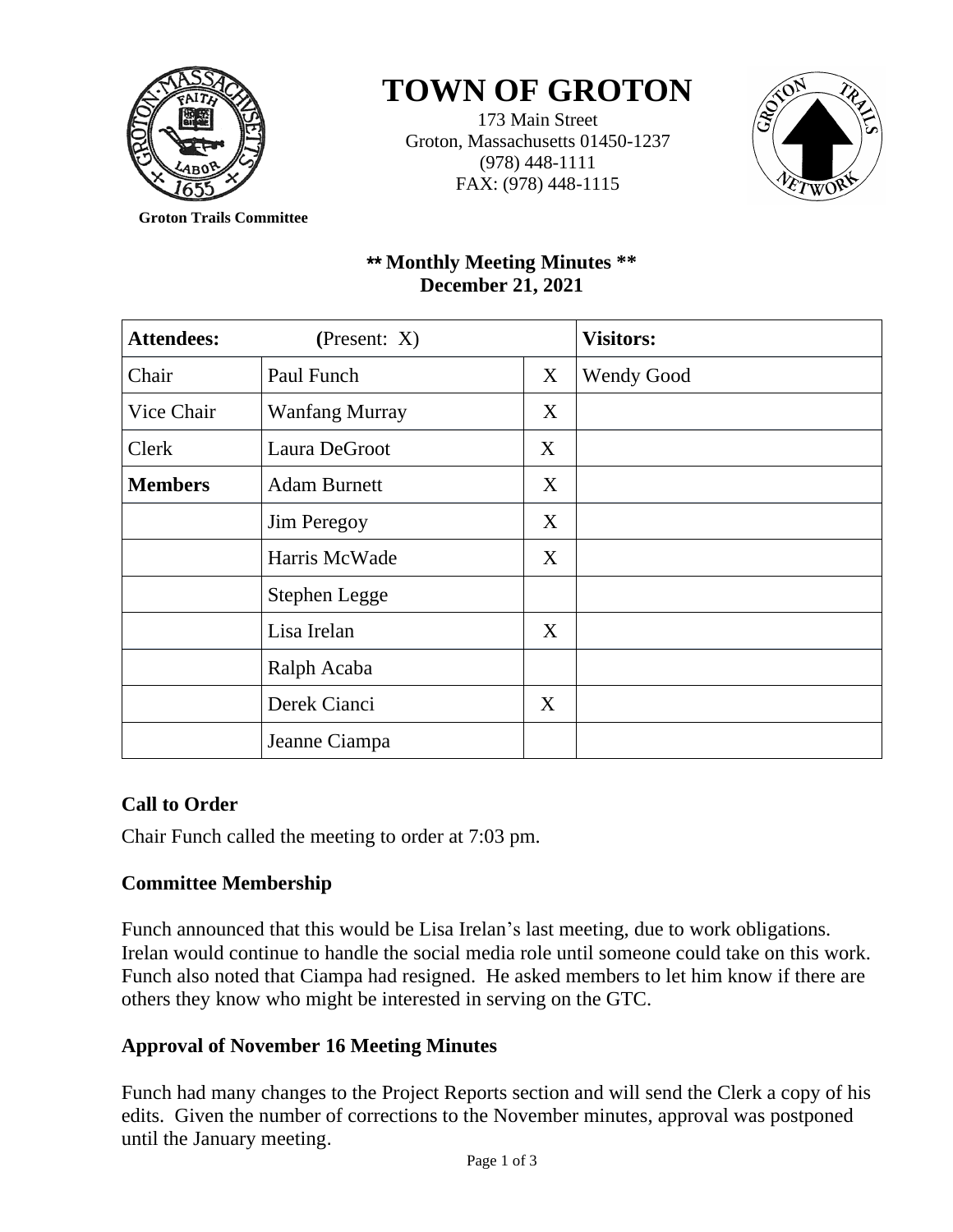# TOWN OF GROTON

173 Main Street
Groton, Massachusetts 01450-1237
(978) 448-1111
FAX: (978) 448-1115

**Groton Trails Committee**

## \*\* Monthly Meeting Minutes \*\*
## December 21, 2021

| **Attendees:** | **(**Present: X) | | **Visitors:** |
|---|---|---|---|
| Chair | Paul Funch | X | Wendy Good |
| Vice Chair | Wanfang Murray | X | |
| Clerk | Laura DeGroot | X | |
| **Members** | Adam Burnett | X | |
| | Jim Peregoy | X | |
| | Harris McWade | X | |
| | Stephen Legge | | |
| | Lisa Irelan | X | |
| | Ralph Acaba | | |
| | Derek Cianci | X | |
| | Jeanne Ciampa | | |

### Call to Order

Chair Funch called the meeting to order at 7:03 pm.

### Committee Membership

Funch announced that this would be Lisa Irelan's last meeting, due to work obligations. Irelan would continue to handle the social media role until someone could take on this work. Funch also noted that Ciampa had resigned. He asked members to let him know if there are others they know who might be interested in serving on the GTC.

### Approval of November 16 Meeting Minutes

Funch had many changes to the Project Reports section and will send the Clerk a copy of his edits. Given the number of corrections to the November minutes, approval was postponed until the January meeting.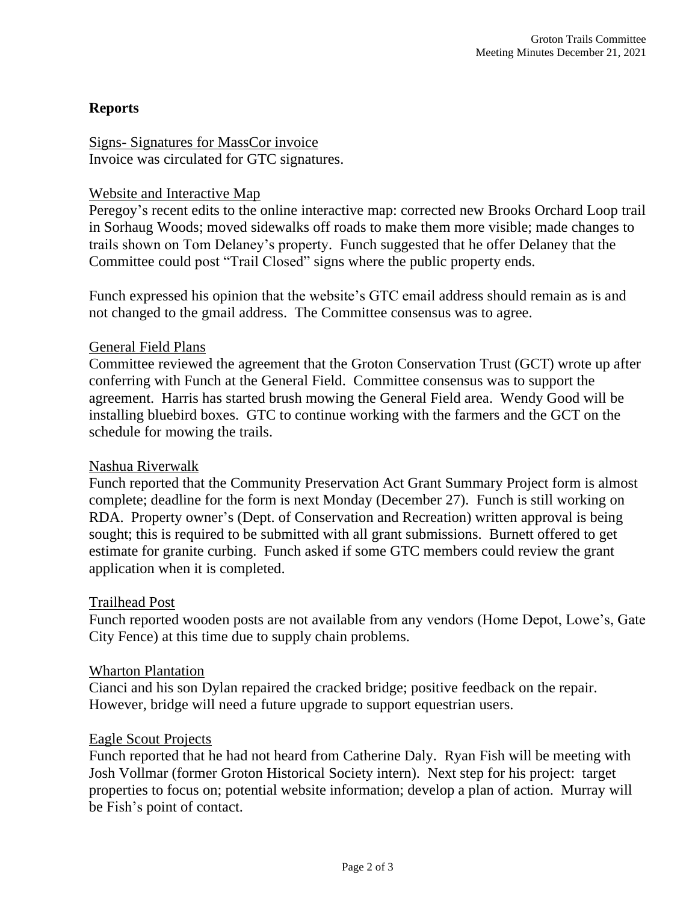## Reports

Signs- Signatures for MassCor invoice

Invoice was circulated for GTC signatures.

Website and Interactive Map

Peregoy's recent edits to the online interactive map: corrected new Brooks Orchard Loop trail in Sorhaug Woods; moved sidewalks off roads to make them more visible; made changes to trails shown on Tom Delaney's property. Funch suggested that he offer Delaney that the Committee could post "Trail Closed" signs where the public property ends.

Funch expressed his opinion that the website's GTC email address should remain as is and not changed to the gmail address. The Committee consensus was to agree.

General Field Plans

Committee reviewed the agreement that the Groton Conservation Trust (GCT) wrote up after conferring with Funch at the General Field. Committee consensus was to support the agreement. Harris has started brush mowing the General Field area. Wendy Good will be installing bluebird boxes. GTC to continue working with the farmers and the GCT on the schedule for mowing the trails.

Nashua Riverwalk

Funch reported that the Community Preservation Act Grant Summary Project form is almost complete; deadline for the form is next Monday (December 27). Funch is still working on RDA. Property owner's (Dept. of Conservation and Recreation) written approval is being sought; this is required to be submitted with all grant submissions. Burnett offered to get estimate for granite curbing. Funch asked if some GTC members could review the grant application when it is completed.

Trailhead Post

Funch reported wooden posts are not available from any vendors (Home Depot, Lowe's, Gate City Fence) at this time due to supply chain problems.

Wharton Plantation

Cianci and his son Dylan repaired the cracked bridge; positive feedback on the repair. However, bridge will need a future upgrade to support equestrian users.

Eagle Scout Projects

Funch reported that he had not heard from Catherine Daly. Ryan Fish will be meeting with Josh Vollmar (former Groton Historical Society intern). Next step for his project: target properties to focus on; potential website information; develop a plan of action. Murray will be Fish's point of contact.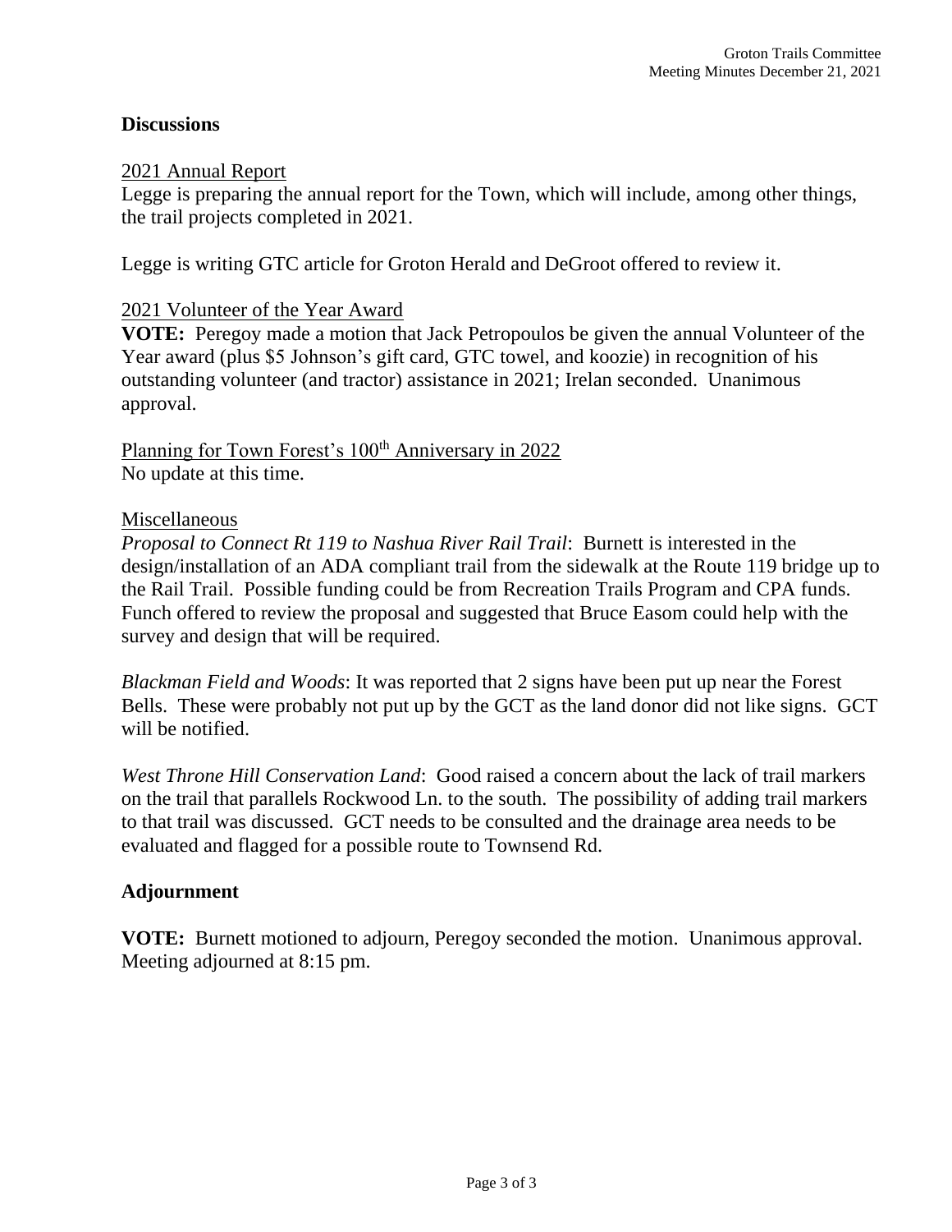## Discussions

2021 Annual Report

Legge is preparing the annual report for the Town, which will include, among other things, the trail projects completed in 2021.

Legge is writing GTC article for Groton Herald and DeGroot offered to review it.

2021 Volunteer of the Year Award

**VOTE:** Peregoy made a motion that Jack Petropoulos be given the annual Volunteer of the Year award (plus $5 Johnson's gift card, GTC towel, and koozie) in recognition of his outstanding volunteer (and tractor) assistance in 2021; Irelan seconded. Unanimous approval.

Planning for Town Forest's 100th Anniversary in 2022

No update at this time.

Miscellaneous

*Proposal to Connect Rt 119 to Nashua River Rail Trail*: Burnett is interested in the design/installation of an ADA compliant trail from the sidewalk at the Route 119 bridge up to the Rail Trail. Possible funding could be from Recreation Trails Program and CPA funds. Funch offered to review the proposal and suggested that Bruce Easom could help with the survey and design that will be required.

*Blackman Field and Woods*: It was reported that 2 signs have been put up near the Forest Bells. These were probably not put up by the GCT as the land donor did not like signs. GCT will be notified.

*West Throne Hill Conservation Land*: Good raised a concern about the lack of trail markers on the trail that parallels Rockwood Ln. to the south. The possibility of adding trail markers to that trail was discussed. GCT needs to be consulted and the drainage area needs to be evaluated and flagged for a possible route to Townsend Rd.

## Adjournment

**VOTE:** Burnett motioned to adjourn, Peregoy seconded the motion. Unanimous approval. Meeting adjourned at 8:15 pm.